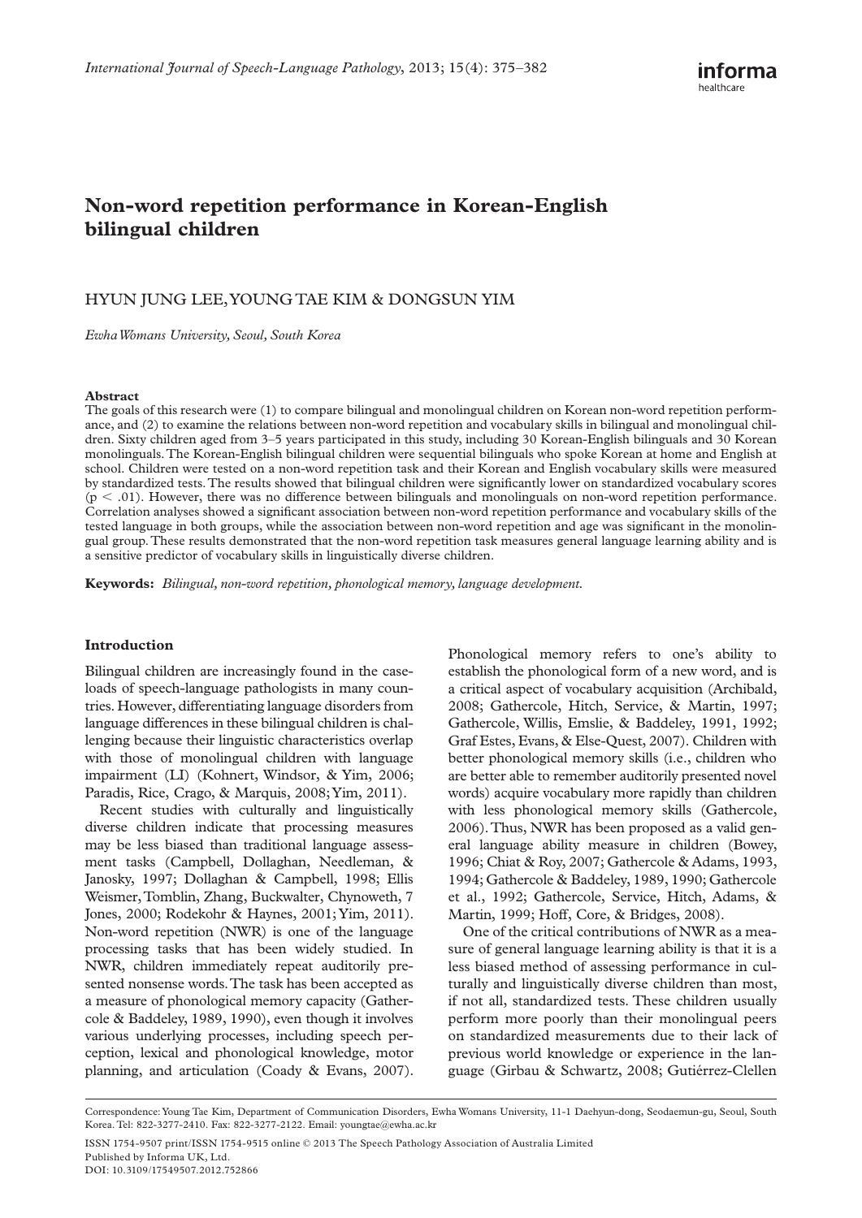# Non-word repetition performance in Korean-English bilingual children

HYUN JUNG LEE, YOUNG TAE KIM & DONGSUN YIM

*Ewha Womans University, Seoul, South Korea*

### Abstract

The goals of this research were (1) to compare bilingual and monolingual children on Korean non-word repetition performance, and (2) to examine the relations between non-word repetition and vocabulary skills in bilingual and monolingual children. Sixty children aged from 3–5 years participated in this study, including 30 Korean-English bilinguals and 30 Korean monolinguals. The Korean-English bilingual children were sequential bilinguals who spoke Korean at home and English at school. Children were tested on a non-word repetition task and their Korean and English vocabulary skills were measured by standardized tests. The results showed that bilingual children were significantly lower on standardized vocabulary scores ($p < .01$). However, there was no difference between bilinguals and monolinguals on non-word repetition performance. Correlation analyses showed a significant association between non-word repetition performance and vocabulary skills of the tested language in both groups, while the association between non-word repetition and age was significant in the monolingual group. These results demonstrated that the non-word repetition task measures general language learning ability and is a sensitive predictor of vocabulary skills in linguistically diverse children.

**Keywords:** *Bilingual, non-word repetition, phonological memory, language development.*

## Introduction

Bilingual children are increasingly found in the caseloads of speech-language pathologists in many countries. However, differentiating language disorders from language differences in these bilingual children is challenging because their linguistic characteristics overlap with those of monolingual children with language impairment (LI) (Kohnert, Windsor, & Yim, 2006; Paradis, Rice, Crago, & Marquis, 2008; Yim, 2011).

Recent studies with culturally and linguistically diverse children indicate that processing measures may be less biased than traditional language assessment tasks (Campbell, Dollaghan, Needleman, & Janosky, 1997; Dollaghan & Campbell, 1998; Ellis Weismer, Tomblin, Zhang, Buckwalter, Chynoweth, 7 Jones, 2000; Rodekohr & Haynes, 2001; Yim, 2011). Non-word repetition (NWR) is one of the language processing tasks that has been widely studied. In NWR, children immediately repeat auditorily presented nonsense words. The task has been accepted as a measure of phonological memory capacity (Gathercole & Baddeley, 1989, 1990), even though it involves various underlying processes, including speech perception, lexical and phonological knowledge, motor planning, and articulation (Coady & Evans, 2007). Phonological memory refers to one's ability to establish the phonological form of a new word, and is a critical aspect of vocabulary acquisition (Archibald, 2008; Gathercole, Hitch, Service, & Martin, 1997; Gathercole, Willis, Emslie, & Baddeley, 1991, 1992; Graf Estes, Evans, & Else-Quest, 2007). Children with better phonological memory skills (i.e., children who are better able to remember auditorily presented novel words) acquire vocabulary more rapidly than children with less phonological memory skills (Gathercole, 2006). Thus, NWR has been proposed as a valid general language ability measure in children (Bowey, 1996; Chiat & Roy, 2007; Gathercole & Adams, 1993, 1994; Gathercole & Baddeley, 1989, 1990; Gathercole et al., 1992; Gathercole, Service, Hitch, Adams, & Martin, 1999; Hoff, Core, & Bridges, 2008).

One of the critical contributions of NWR as a measure of general language learning ability is that it is a less biased method of assessing performance in culturally and linguistically diverse children than most, if not all, standardized tests. These children usually perform more poorly than their monolingual peers on standardized measurements due to their lack of previous world knowledge or experience in the language (Girbau & Schwartz, 2008; Gutiérrez-Clellen

Correspondence: Young Tae Kim, Department of Communication Disorders, Ewha Womans University, 11-1 Daehyun-dong, Seodaemun-gu, Seoul, South Korea. Tel: 822-3277-2410. Fax: 822-3277-2122. Email: youngtae@ewha.ac.kr

ISSN 1754-9507 print/ISSN 1754-9515 online © 2013 The Speech Pathology Association of Australia Limited
Published by Informa UK, Ltd.
DOI: 10.3109/17549507.2012.752866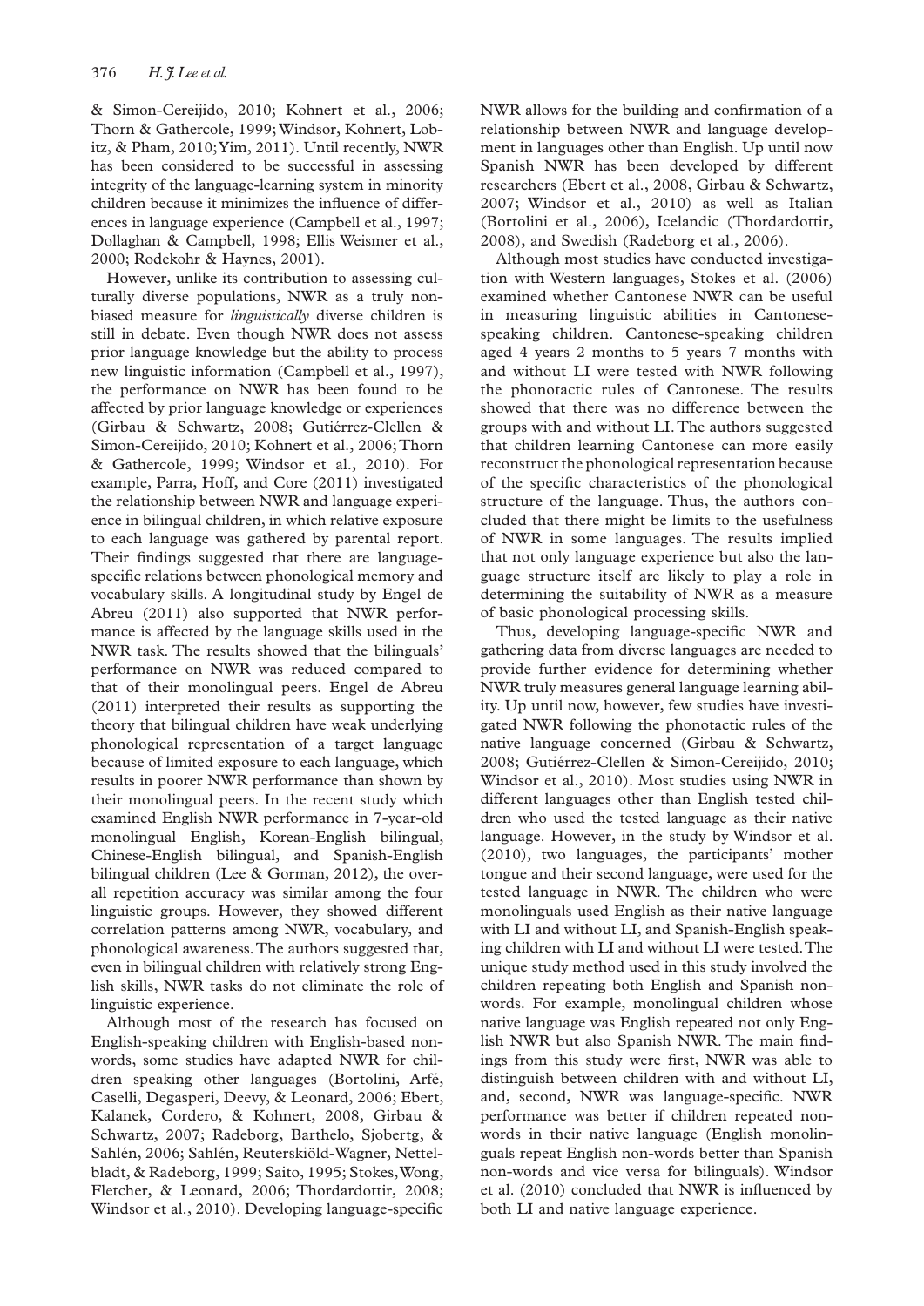& Simon-Cereijido, 2010; Kohnert et al., 2006; Thorn & Gathercole, 1999; Windsor, Kohnert, Lobitz, & Pham, 2010; Yim, 2011). Until recently, NWR has been considered to be successful in assessing integrity of the language-learning system in minority children because it minimizes the influence of differences in language experience (Campbell et al., 1997; Dollaghan & Campbell, 1998; Ellis Weismer et al., 2000; Rodekohr & Haynes, 2001).

However, unlike its contribution to assessing culturally diverse populations, NWR as a truly non-biased measure for *linguistically* diverse children is still in debate. Even though NWR does not assess prior language knowledge but the ability to process new linguistic information (Campbell et al., 1997), the performance on NWR has been found to be affected by prior language knowledge or experiences (Girbau & Schwartz, 2008; Gutiérrez-Clellen & Simon-Cereijido, 2010; Kohnert et al., 2006; Thorn & Gathercole, 1999; Windsor et al., 2010). For example, Parra, Hoff, and Core (2011) investigated the relationship between NWR and language experience in bilingual children, in which relative exposure to each language was gathered by parental report. Their findings suggested that there are language-specific relations between phonological memory and vocabulary skills. A longitudinal study by Engel de Abreu (2011) also supported that NWR performance is affected by the language skills used in the NWR task. The results showed that the bilinguals' performance on NWR was reduced compared to that of their monolingual peers. Engel de Abreu (2011) interpreted their results as supporting the theory that bilingual children have weak underlying phonological representation of a target language because of limited exposure to each language, which results in poorer NWR performance than shown by their monolingual peers. In the recent study which examined English NWR performance in 7-year-old monolingual English, Korean-English bilingual, Chinese-English bilingual, and Spanish-English bilingual children (Lee & Gorman, 2012), the overall repetition accuracy was similar among the four linguistic groups. However, they showed different correlation patterns among NWR, vocabulary, and phonological awareness. The authors suggested that, even in bilingual children with relatively strong English skills, NWR tasks do not eliminate the role of linguistic experience.

Although most of the research has focused on English-speaking children with English-based non-words, some studies have adapted NWR for children speaking other languages (Bortolini, Arfé, Caselli, Degasperi, Deevy, & Leonard, 2006; Ebert, Kalanek, Cordero, & Kohnert, 2008, Girbau & Schwartz, 2007; Radeborg, Barthelo, Sjobertg, & Sahlén, 2006; Sahlén, Reuterskiöld-Wagner, Nettelbladt, & Radeborg, 1999; Saito, 1995; Stokes, Wong, Fletcher, & Leonard, 2006; Thordardottir, 2008; Windsor et al., 2010). Developing language-specific NWR allows for the building and confirmation of a relationship between NWR and language development in languages other than English. Up until now Spanish NWR has been developed by different researchers (Ebert et al., 2008, Girbau & Schwartz, 2007; Windsor et al., 2010) as well as Italian (Bortolini et al., 2006), Icelandic (Thordardottir, 2008), and Swedish (Radeborg et al., 2006).

Although most studies have conducted investigation with Western languages, Stokes et al. (2006) examined whether Cantonese NWR can be useful in measuring linguistic abilities in Cantonese-speaking children. Cantonese-speaking children aged 4 years 2 months to 5 years 7 months with and without LI were tested with NWR following the phonotactic rules of Cantonese. The results showed that there was no difference between the groups with and without LI. The authors suggested that children learning Cantonese can more easily reconstruct the phonological representation because of the specific characteristics of the phonological structure of the language. Thus, the authors concluded that there might be limits to the usefulness of NWR in some languages. The results implied that not only language experience but also the language structure itself are likely to play a role in determining the suitability of NWR as a measure of basic phonological processing skills.

Thus, developing language-specific NWR and gathering data from diverse languages are needed to provide further evidence for determining whether NWR truly measures general language learning ability. Up until now, however, few studies have investigated NWR following the phonotactic rules of the native language concerned (Girbau & Schwartz, 2008; Gutiérrez-Clellen & Simon-Cereijido, 2010; Windsor et al., 2010). Most studies using NWR in different languages other than English tested children who used the tested language as their native language. However, in the study by Windsor et al. (2010), two languages, the participants' mother tongue and their second language, were used for the tested language in NWR. The children who were monolinguals used English as their native language with LI and without LI, and Spanish-English speaking children with LI and without LI were tested. The unique study method used in this study involved the children repeating both English and Spanish non-words. For example, monolingual children whose native language was English repeated not only English NWR but also Spanish NWR. The main findings from this study were first, NWR was able to distinguish between children with and without LI, and, second, NWR was language-specific. NWR performance was better if children repeated non-words in their native language (English monolinguals repeat English non-words better than Spanish non-words and vice versa for bilinguals). Windsor et al. (2010) concluded that NWR is influenced by both LI and native language experience.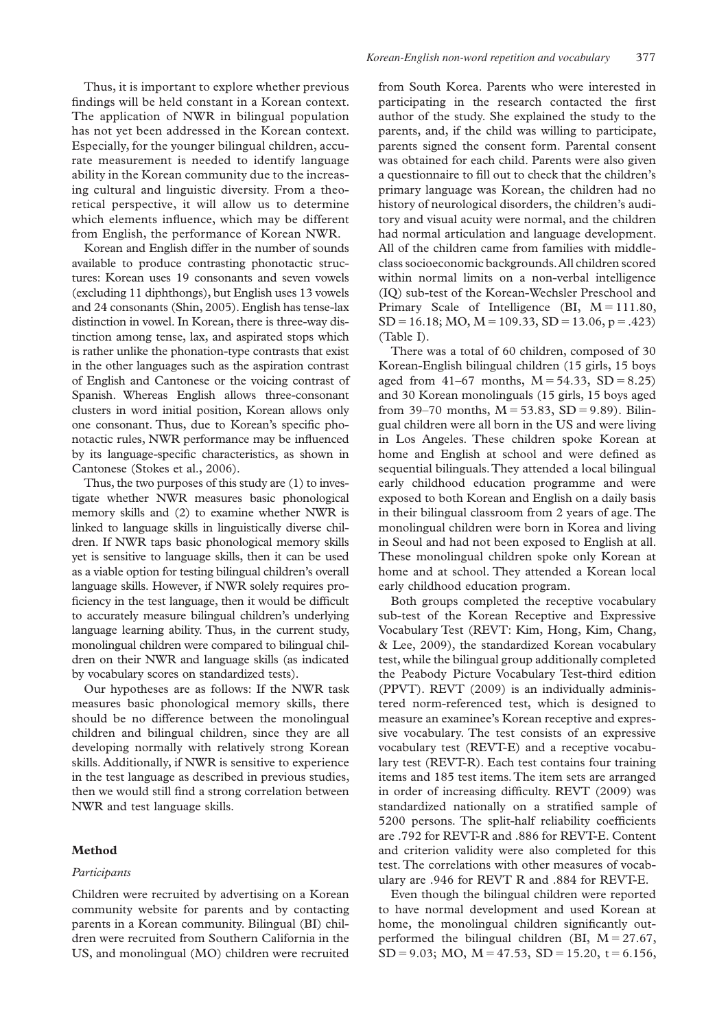Thus, it is important to explore whether previous findings will be held constant in a Korean context. The application of NWR in bilingual population has not yet been addressed in the Korean context. Especially, for the younger bilingual children, accurate measurement is needed to identify language ability in the Korean community due to the increasing cultural and linguistic diversity. From a theoretical perspective, it will allow us to determine which elements influence, which may be different from English, the performance of Korean NWR.

Korean and English differ in the number of sounds available to produce contrasting phonotactic structures: Korean uses 19 consonants and seven vowels (excluding 11 diphthongs), but English uses 13 vowels and 24 consonants (Shin, 2005). English has tense-lax distinction in vowel. In Korean, there is three-way distinction among tense, lax, and aspirated stops which is rather unlike the phonation-type contrasts that exist in the other languages such as the aspiration contrast of English and Cantonese or the voicing contrast of Spanish. Whereas English allows three-consonant clusters in word initial position, Korean allows only one consonant. Thus, due to Korean's specific phonotactic rules, NWR performance may be influenced by its language-specific characteristics, as shown in Cantonese (Stokes et al., 2006).

Thus, the two purposes of this study are (1) to investigate whether NWR measures basic phonological memory skills and (2) to examine whether NWR is linked to language skills in linguistically diverse children. If NWR taps basic phonological memory skills yet is sensitive to language skills, then it can be used as a viable option for testing bilingual children's overall language skills. However, if NWR solely requires proficiency in the test language, then it would be difficult to accurately measure bilingual children's underlying language learning ability. Thus, in the current study, monolingual children were compared to bilingual children on their NWR and language skills (as indicated by vocabulary scores on standardized tests).

Our hypotheses are as follows: If the NWR task measures basic phonological memory skills, there should be no difference between the monolingual children and bilingual children, since they are all developing normally with relatively strong Korean skills. Additionally, if NWR is sensitive to experience in the test language as described in previous studies, then we would still find a strong correlation between NWR and test language skills.

## Method

### *Participants*

Children were recruited by advertising on a Korean community website for parents and by contacting parents in a Korean community. Bilingual (BI) children were recruited from Southern California in the US, and monolingual (MO) children were recruited from South Korea. Parents who were interested in participating in the research contacted the first author of the study. She explained the study to the parents, and, if the child was willing to participate, parents signed the consent form. Parental consent was obtained for each child. Parents were also given a questionnaire to fill out to check that the children's primary language was Korean, the children had no history of neurological disorders, the children's auditory and visual acuity were normal, and the children had normal articulation and language development. All of the children came from families with middle-class socioeconomic backgrounds. All children scored within normal limits on a non-verbal intelligence (IQ) sub-test of the Korean-Wechsler Preschool and Primary Scale of Intelligence (BI, $M = 111.80$, $SD = 16.18$; MO, $M = 109.33$, $SD = 13.06$, $p = .423$) (Table I).

There was a total of 60 children, composed of 30 Korean-English bilingual children (15 girls, 15 boys aged from 41–67 months, $M = 54.33$, $SD = 8.25$) and 30 Korean monolinguals (15 girls, 15 boys aged from 39–70 months, $M = 53.83$, $SD = 9.89$). Bilingual children were all born in the US and were living in Los Angeles. These children spoke Korean at home and English at school and were defined as sequential bilinguals. They attended a local bilingual early childhood education programme and were exposed to both Korean and English on a daily basis in their bilingual classroom from 2 years of age. The monolingual children were born in Korea and living in Seoul and had not been exposed to English at all. These monolingual children spoke only Korean at home and at school. They attended a Korean local early childhood education program.

Both groups completed the receptive vocabulary sub-test of the Korean Receptive and Expressive Vocabulary Test (REVT: Kim, Hong, Kim, Chang, & Lee, 2009), the standardized Korean vocabulary test, while the bilingual group additionally completed the Peabody Picture Vocabulary Test-third edition (PPVT). REVT (2009) is an individually administered norm-referenced test, which is designed to measure an examinee's Korean receptive and expressive vocabulary. The test consists of an expressive vocabulary test (REVT-E) and a receptive vocabulary test (REVT-R). Each test contains four training items and 185 test items. The item sets are arranged in order of increasing difficulty. REVT (2009) was standardized nationally on a stratified sample of 5200 persons. The split-half reliability coefficients are .792 for REVT-R and .886 for REVT-E. Content and criterion validity were also completed for this test. The correlations with other measures of vocabulary are .946 for REVT R and .884 for REVT-E.

Even though the bilingual children were reported to have normal development and used Korean at home, the monolingual children significantly outperformed the bilingual children (BI, $M = 27.67$, $SD = 9.03$; MO, $M = 47.53$, $SD = 15.20$, $t = 6.156$,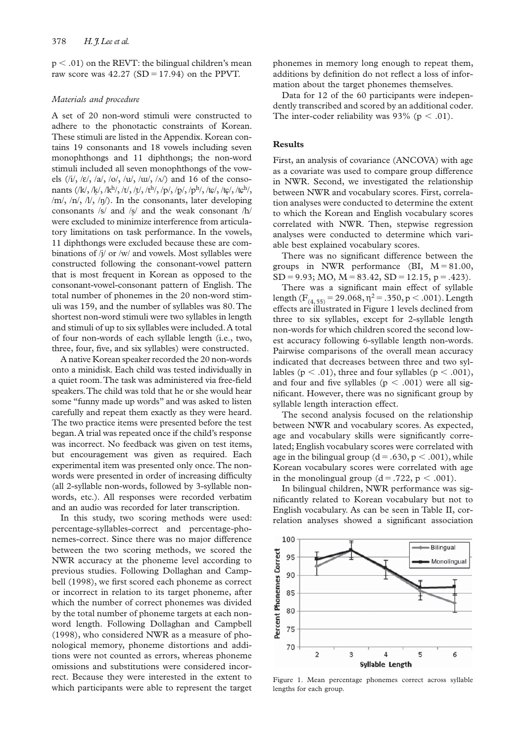p < .01) on the REVT: the bilingual children's mean raw score was 42.27 (SD = 17.94) on the PPVT.

### *Materials and procedure*

A set of 20 non-word stimuli were constructed to adhere to the phonotactic constraints of Korean. These stimuli are listed in the Appendix. Korean contains 19 consonants and 18 vowels including seven monophthongs and 11 diphthongs; the non-word stimuli included all seven monophthongs of the vowels (/i/, /ɛ/, /a/, /o/, /u/, /ɯ/, /ʌ/) and 16 of the consonants (/k/, /k̤/, /kʰ/, /t/, /t̤/, /tʰ/, /p/, /p̤/, /pʰ/, /tɕ/, /tɕ̤/, /tɕʰ/, /m/, /n/, /l/, /ŋ/). In the consonants, later developing consonants /s/ and /s̤/ and the weak consonant /h/ were excluded to minimize interference from articulatory limitations on task performance. In the vowels, 11 diphthongs were excluded because these are combinations of /j/ or /w/ and vowels. Most syllables were constructed following the consonant-vowel pattern that is most frequent in Korean as opposed to the consonant-vowel-consonant pattern of English. The total number of phonemes in the 20 non-word stimuli was 159, and the number of syllables was 80. The shortest non-word stimuli were two syllables in length and stimuli of up to six syllables were included. A total of four non-words of each syllable length (i.e., two, three, four, five, and six syllables) were constructed.

A native Korean speaker recorded the 20 non-words onto a minidisk. Each child was tested individually in a quiet room. The task was administered via free-field speakers. The child was told that he or she would hear some "funny made up words" and was asked to listen carefully and repeat them exactly as they were heard. The two practice items were presented before the test began. A trial was repeated once if the child's response was incorrect. No feedback was given on test items, but encouragement was given as required. Each experimental item was presented only once. The non-words were presented in order of increasing difficulty (all 2-syllable non-words, followed by 3-syllable non-words, etc.). All responses were recorded verbatim and an audio was recorded for later transcription.

In this study, two scoring methods were used: percentage-syllables-correct and percentage-phonemes-correct. Since there was no major difference between the two scoring methods, we scored the NWR accuracy at the phoneme level according to previous studies. Following Dollaghan and Campbell (1998), we first scored each phoneme as correct or incorrect in relation to its target phoneme, after which the number of correct phonemes was divided by the total number of phoneme targets at each non-word length. Following Dollaghan and Campbell (1998), who considered NWR as a measure of phonological memory, phoneme distortions and additions were not counted as errors, whereas phoneme omissions and substitutions were considered incorrect. Because they were interested in the extent to which participants were able to represent the target phonemes in memory long enough to repeat them, additions by definition do not reflect a loss of information about the target phonemes themselves.

Data for 12 of the 60 participants were independently transcribed and scored by an additional coder. The inter-coder reliability was 93% ($p < .01$).

## Results

First, an analysis of covariance (ANCOVA) with age as a covariate was used to compare group difference in NWR. Second, we investigated the relationship between NWR and vocabulary scores. First, correlation analyses were conducted to determine the extent to which the Korean and English vocabulary scores correlated with NWR. Then, stepwise regression analyses were conducted to determine which variable best explained vocabulary scores.

There was no significant difference between the groups in NWR performance (BI, M = 81.00, SD = 9.93; MO, M = 83.42, SD = 12.15, $p = .423$).

There was a significant main effect of syllable length ($F_{(4, 55)} = 29.068$, $\eta^2 = .350$, $p < .001$). Length effects are illustrated in Figure 1 levels declined from three to six syllables, except for 2-syllable length non-words for which children scored the second lowest accuracy following 6-syllable length non-words. Pairwise comparisons of the overall mean accuracy indicated that decreases between three and two syllables ($p < .01$), three and four syllables ($p < .001$), and four and five syllables ($p < .001$) were all significant. However, there was no significant group by syllable length interaction effect.

The second analysis focused on the relationship between NWR and vocabulary scores. As expected, age and vocabulary skills were significantly correlated; English vocabulary scores were correlated with age in the bilingual group ($d = .630$, $p < .001$), while Korean vocabulary scores were correlated with age in the monolingual group ($d = .722$, $p < .001$).

In bilingual children, NWR performance was significantly related to Korean vocabulary but not to English vocabulary. As can be seen in Table II, correlation analyses showed a significant association

Figure 1. Mean percentage phonemes correct across syllable lengths for each group.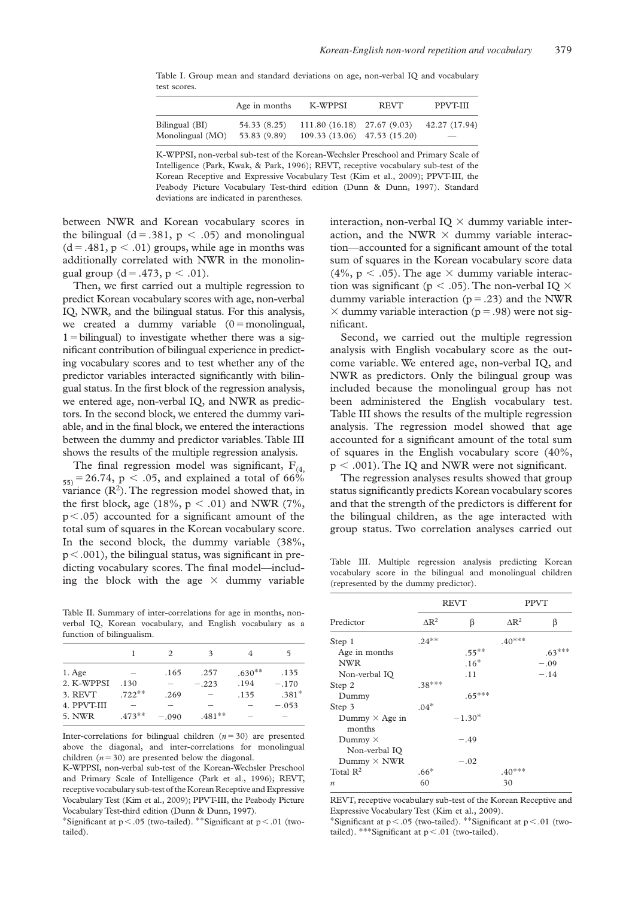Table I. Group mean and standard deviations on age, non-verbal IQ and vocabulary test scores.

| | Age in months | K-WPPSI | REVT | PPVT-III |
|---|---|---|---|---|
| Bilingual (BI) | 54.33 (8.25) | 111.80 (16.18) | 27.67 (9.03) | 42.27 (17.94) |
| Monolingual (MO) | 53.83 (9.89) | 109.33 (13.06) | 47.53 (15.20) | — |

K-WPPSI, non-verbal sub-test of the Korean-Wechsler Preschool and Primary Scale of Intelligence (Park, Kwak, & Park, 1996); REVT, receptive vocabulary sub-test of the Korean Receptive and Expressive Vocabulary Test (Kim et al., 2009); PPVT-III, the Peabody Picture Vocabulary Test-third edition (Dunn & Dunn, 1997). Standard deviations are indicated in parentheses.

between NWR and Korean vocabulary scores in the bilingual ($d = .381$, $p < .05$) and monolingual ($d = .481$, $p < .01$) groups, while age in months was additionally correlated with NWR in the monolingual group ($d = .473$, $p < .01$).

Then, we first carried out a multiple regression to predict Korean vocabulary scores with age, non-verbal IQ, NWR, and the bilingual status. For this analysis, we created a dummy variable (0 = monolingual, 1 = bilingual) to investigate whether there was a significant contribution of bilingual experience in predicting vocabulary scores and to test whether any of the predictor variables interacted significantly with bilingual status. In the first block of the regression analysis, we entered age, non-verbal IQ, and NWR as predictors. In the second block, we entered the dummy variable, and in the final block, we entered the interactions between the dummy and predictor variables. Table III shows the results of the multiple regression analysis.

The final regression model was significant, $F_{(4, 55)} = 26.74$, $p < .05$, and explained a total of 66% variance ($R^2$). The regression model showed that, in the first block, age (18%, $p < .01$) and NWR (7%, $p < .05$) accounted for a significant amount of the total sum of squares in the Korean vocabulary score. In the second block, the dummy variable (38%, $p < .001$), the bilingual status, was significant in predicting vocabulary scores. The final model—including the block with the age × dummy variable interaction, non-verbal IQ × dummy variable interaction, and the NWR × dummy variable interaction—accounted for a significant amount of the total sum of squares in the Korean vocabulary score data (4%, $p < .05$). The age × dummy variable interaction was significant ($p < .05$). The non-verbal IQ × dummy variable interaction ($p = .23$) and the NWR × dummy variable interaction ($p = .98$) were not significant.

Second, we carried out the multiple regression analysis with English vocabulary score as the outcome variable. We entered age, non-verbal IQ, and NWR as predictors. Only the bilingual group was included because the monolingual group has not been administered the English vocabulary test. Table III shows the results of the multiple regression analysis. The regression model showed that age accounted for a significant amount of the total sum of squares in the English vocabulary score (40%, $p < .001$). The IQ and NWR were not significant.

The regression analyses results showed that group status significantly predicts Korean vocabulary scores and that the strength of the predictors is different for the bilingual children, as the age interacted with group status. Two correlation analyses carried out

Table II. Summary of inter-correlations for age in months, non-verbal IQ, Korean vocabulary, and English vocabulary as a function of bilingualism.

| | 1 | 2 | 3 | 4 | 5 |
|---|---|---|---|---|---|
| 1. Age | – | .165 | .257 | .630** | .135 |
| 2. K-WPPSI | .130 | – | −.223 | .194 | −.170 |
| 3. REVT | .722** | .269 | – | .135 | .381* |
| 4. PPVT-III | – | – | – | – | −.053 |
| 5. NWR | .473** | −.090 | .481** | – | – |

Inter-correlations for bilingual children ($n = 30$) are presented above the diagonal, and inter-correlations for monolingual children ($n = 30$) are presented below the diagonal.
K-WPPSI, non-verbal sub-test of the Korean-Wechsler Preschool and Primary Scale of Intelligence (Park et al., 1996); REVT, receptive vocabulary sub-test of the Korean Receptive and Expressive Vocabulary Test (Kim et al., 2009); PPVT-III, the Peabody Picture Vocabulary Test-third edition (Dunn & Dunn, 1997).
*Significant at $p < .05$ (two-tailed). **Significant at $p < .01$ (two-tailed).

Table III. Multiple regression analysis predicting Korean vocabulary score in the bilingual and monolingual children (represented by the dummy predictor).

| | REVT | | PPVT | |
|---|---|---|---|---|
| Predictor | $\Delta R^2$ | β | $\Delta R^2$ | β |
| Step 1 | .24** | | .40*** | |
| Age in months | | .55** | | .63*** |
| NWR | | .16* | | −.09 |
| Non-verbal IQ | | .11 | | −.14 |
| Step 2 | .38*** | | | |
| Dummy | | .65*** | | |
| Step 3 | .04* | | | |
| Dummy × Age in months | | −1.30* | | |
| Dummy × Non-verbal IQ | | −.49 | | |
| Dummy × NWR | | −.02 | | |
| Total $R^2$ | .66* | | .40*** | |
| $n$ | 60 | | 30 | |

REVT, receptive vocabulary sub-test of the Korean Receptive and Expressive Vocabulary Test (Kim et al., 2009).
*Significant at $p < .05$ (two-tailed). **Significant at $p < .01$ (two-tailed). ***Significant at $p < .01$ (two-tailed).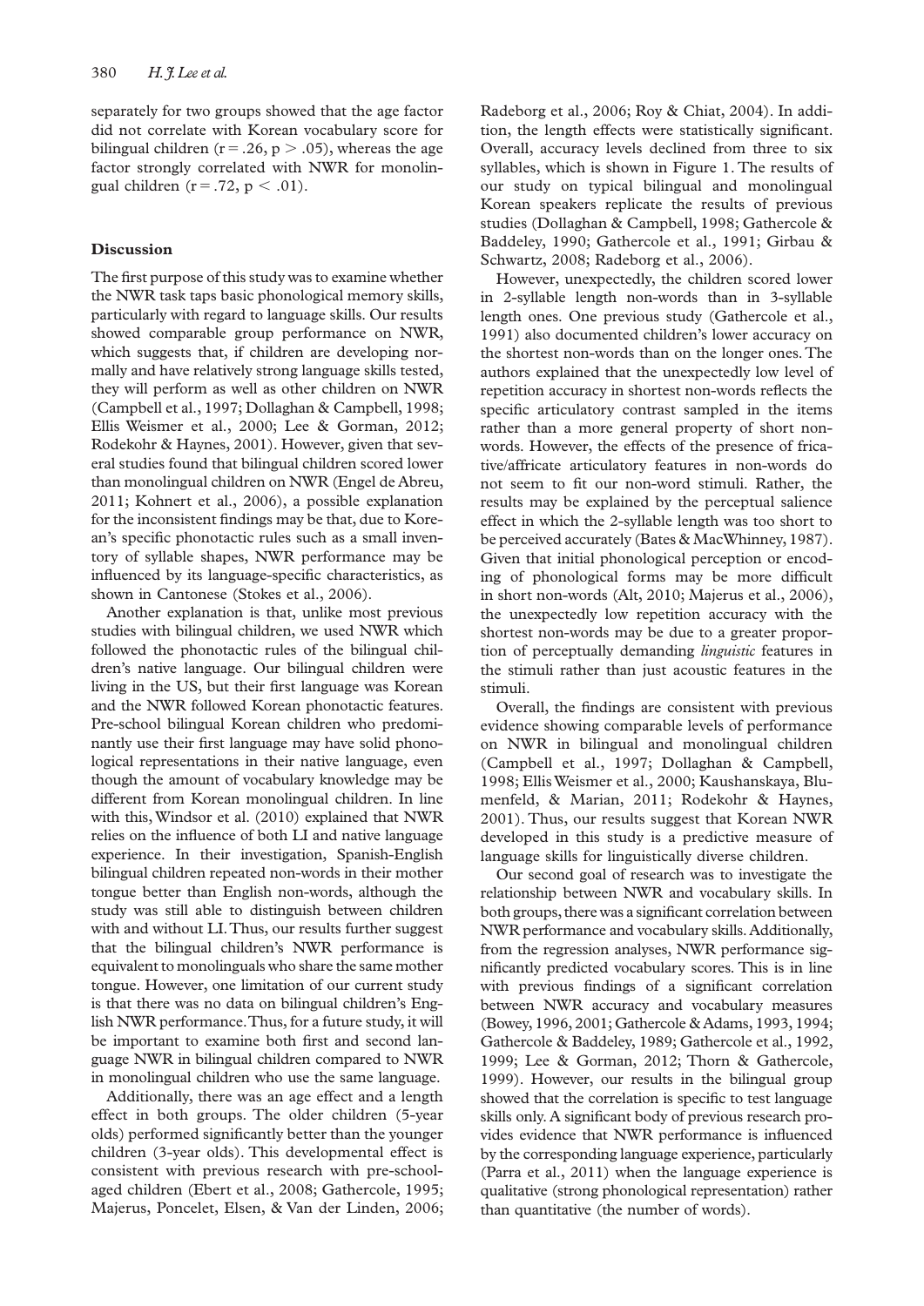separately for two groups showed that the age factor did not correlate with Korean vocabulary score for bilingual children ($r = .26$, $p > .05$), whereas the age factor strongly correlated with NWR for monolingual children ($r = .72$, $p < .01$).

## Discussion

The first purpose of this study was to examine whether the NWR task taps basic phonological memory skills, particularly with regard to language skills. Our results showed comparable group performance on NWR, which suggests that, if children are developing normally and have relatively strong language skills tested, they will perform as well as other children on NWR (Campbell et al., 1997; Dollaghan & Campbell, 1998; Ellis Weismer et al., 2000; Lee & Gorman, 2012; Rodekohr & Haynes, 2001). However, given that several studies found that bilingual children scored lower than monolingual children on NWR (Engel de Abreu, 2011; Kohnert et al., 2006), a possible explanation for the inconsistent findings may be that, due to Korean's specific phonotactic rules such as a small inventory of syllable shapes, NWR performance may be influenced by its language-specific characteristics, as shown in Cantonese (Stokes et al., 2006).

Another explanation is that, unlike most previous studies with bilingual children, we used NWR which followed the phonotactic rules of the bilingual children's native language. Our bilingual children were living in the US, but their first language was Korean and the NWR followed Korean phonotactic features. Pre-school bilingual Korean children who predominantly use their first language may have solid phonological representations in their native language, even though the amount of vocabulary knowledge may be different from Korean monolingual children. In line with this, Windsor et al. (2010) explained that NWR relies on the influence of both LI and native language experience. In their investigation, Spanish-English bilingual children repeated non-words in their mother tongue better than English non-words, although the study was still able to distinguish between children with and without LI. Thus, our results further suggest that the bilingual children's NWR performance is equivalent to monolinguals who share the same mother tongue. However, one limitation of our current study is that there was no data on bilingual children's English NWR performance. Thus, for a future study, it will be important to examine both first and second language NWR in bilingual children compared to NWR in monolingual children who use the same language.

Additionally, there was an age effect and a length effect in both groups. The older children (5-year olds) performed significantly better than the younger children (3-year olds). This developmental effect is consistent with previous research with pre-school-aged children (Ebert et al., 2008; Gathercole, 1995; Majerus, Poncelet, Elsen, & Van der Linden, 2006; Radeborg et al., 2006; Roy & Chiat, 2004). In addition, the length effects were statistically significant. Overall, accuracy levels declined from three to six syllables, which is shown in Figure 1. The results of our study on typical bilingual and monolingual Korean speakers replicate the results of previous studies (Dollaghan & Campbell, 1998; Gathercole & Baddeley, 1990; Gathercole et al., 1991; Girbau & Schwartz, 2008; Radeborg et al., 2006).

However, unexpectedly, the children scored lower in 2-syllable length non-words than in 3-syllable length ones. One previous study (Gathercole et al., 1991) also documented children's lower accuracy on the shortest non-words than on the longer ones. The authors explained that the unexpectedly low level of repetition accuracy in shortest non-words reflects the specific articulatory contrast sampled in the items rather than a more general property of short non-words. However, the effects of the presence of fricative/affricate articulatory features in non-words do not seem to fit our non-word stimuli. Rather, the results may be explained by the perceptual salience effect in which the 2-syllable length was too short to be perceived accurately (Bates & MacWhinney, 1987). Given that initial phonological perception or encoding of phonological forms may be more difficult in short non-words (Alt, 2010; Majerus et al., 2006), the unexpectedly low repetition accuracy with the shortest non-words may be due to a greater proportion of perceptually demanding *linguistic* features in the stimuli rather than just acoustic features in the stimuli.

Overall, the findings are consistent with previous evidence showing comparable levels of performance on NWR in bilingual and monolingual children (Campbell et al., 1997; Dollaghan & Campbell, 1998; Ellis Weismer et al., 2000; Kaushanskaya, Blumenfeld, & Marian, 2011; Rodekohr & Haynes, 2001). Thus, our results suggest that Korean NWR developed in this study is a predictive measure of language skills for linguistically diverse children.

Our second goal of research was to investigate the relationship between NWR and vocabulary skills. In both groups, there was a significant correlation between NWR performance and vocabulary skills. Additionally, from the regression analyses, NWR performance significantly predicted vocabulary scores. This is in line with previous findings of a significant correlation between NWR accuracy and vocabulary measures (Bowey, 1996, 2001; Gathercole & Adams, 1993, 1994; Gathercole & Baddeley, 1989; Gathercole et al., 1992, 1999; Lee & Gorman, 2012; Thorn & Gathercole, 1999). However, our results in the bilingual group showed that the correlation is specific to test language skills only. A significant body of previous research provides evidence that NWR performance is influenced by the corresponding language experience, particularly (Parra et al., 2011) when the language experience is qualitative (strong phonological representation) rather than quantitative (the number of words).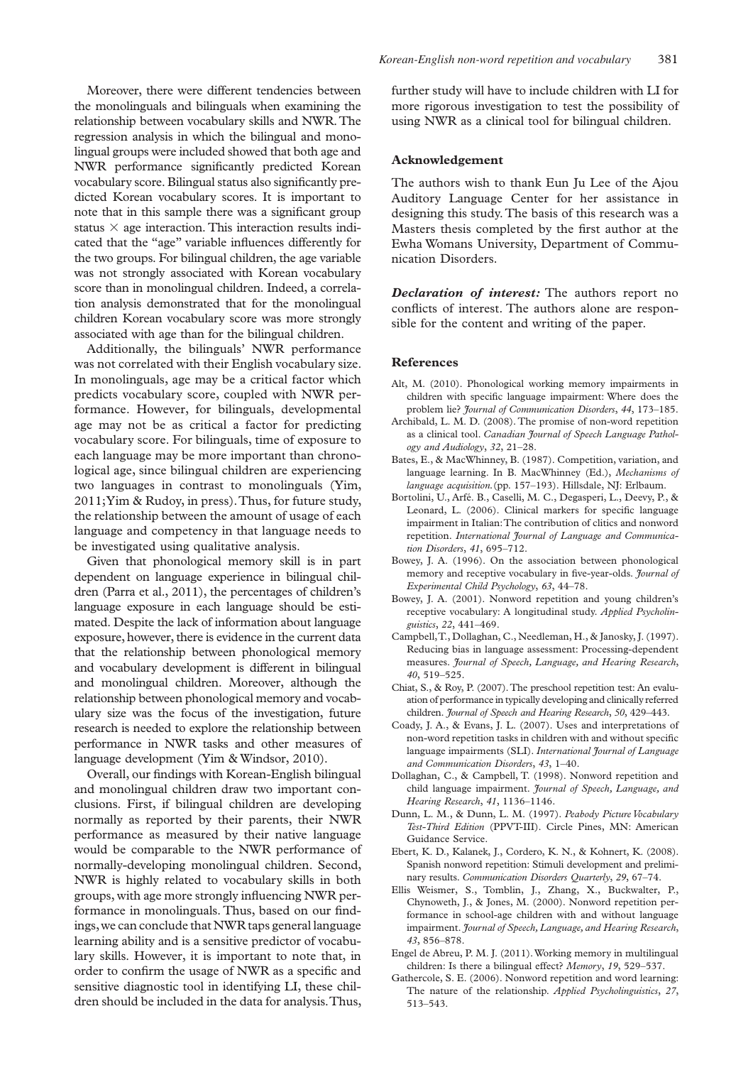Moreover, there were different tendencies between the monolinguals and bilinguals when examining the relationship between vocabulary skills and NWR. The regression analysis in which the bilingual and monolingual groups were included showed that both age and NWR performance significantly predicted Korean vocabulary score. Bilingual status also significantly predicted Korean vocabulary scores. It is important to note that in this sample there was a significant group status × age interaction. This interaction results indicated that the "age" variable influences differently for the two groups. For bilingual children, the age variable was not strongly associated with Korean vocabulary score than in monolingual children. Indeed, a correlation analysis demonstrated that for the monolingual children Korean vocabulary score was more strongly associated with age than for the bilingual children.

Additionally, the bilinguals' NWR performance was not correlated with their English vocabulary size. In monolinguals, age may be a critical factor which predicts vocabulary score, coupled with NWR performance. However, for bilinguals, developmental age may not be as critical a factor for predicting vocabulary score. For bilinguals, time of exposure to each language may be more important than chronological age, since bilingual children are experiencing two languages in contrast to monolinguals (Yim, 2011; Yim & Rudoy, in press). Thus, for future study, the relationship between the amount of usage of each language and competency in that language needs to be investigated using qualitative analysis.

Given that phonological memory skill is in part dependent on language experience in bilingual children (Parra et al., 2011), the percentages of children's language exposure in each language should be estimated. Despite the lack of information about language exposure, however, there is evidence in the current data that the relationship between phonological memory and vocabulary development is different in bilingual and monolingual children. Moreover, although the relationship between phonological memory and vocabulary size was the focus of the investigation, future research is needed to explore the relationship between performance in NWR tasks and other measures of language development (Yim & Windsor, 2010).

Overall, our findings with Korean-English bilingual and monolingual children draw two important conclusions. First, if bilingual children are developing normally as reported by their parents, their NWR performance as measured by their native language would be comparable to the NWR performance of normally-developing monolingual children. Second, NWR is highly related to vocabulary skills in both groups, with age more strongly influencing NWR performance in monolinguals. Thus, based on our findings, we can conclude that NWR taps general language learning ability and is a sensitive predictor of vocabulary skills. However, it is important to note that, in order to confirm the usage of NWR as a specific and sensitive diagnostic tool in identifying LI, these children should be included in the data for analysis. Thus, further study will have to include children with LI for more rigorous investigation to test the possibility of using NWR as a clinical tool for bilingual children.

## Acknowledgement

The authors wish to thank Eun Ju Lee of the Ajou Auditory Language Center for her assistance in designing this study. The basis of this research was a Masters thesis completed by the first author at the Ewha Womans University, Department of Communication Disorders.

***Declaration of interest:*** The authors report no conflicts of interest. The authors alone are responsible for the content and writing of the paper.

## References

Alt, M. (2010). Phonological working memory impairments in children with specific language impairment: Where does the problem lie? *Journal of Communication Disorders*, *44*, 173–185.

Archibald, L. M. D. (2008). The promise of non-word repetition as a clinical tool. *Canadian Journal of Speech Language Pathology and Audiology*, *32*, 21–28.

Bates, E., & MacWhinney, B. (1987). Competition, variation, and language learning. In B. MacWhinney (Ed.), *Mechanisms of language acquisition.* (pp. 157–193). Hillsdale, NJ: Erlbaum.

Bortolini, U., Arfé. B., Caselli, M. C., Degasperi, L., Deevy, P., & Leonard, L. (2006). Clinical markers for specific language impairment in Italian: The contribution of clitics and nonword repetition. *International Journal of Language and Communication Disorders*, *41*, 695–712.

Bowey, J. A. (1996). On the association between phonological memory and receptive vocabulary in five-year-olds. *Journal of Experimental Child Psychology*, *63*, 44–78.

Bowey, J. A. (2001). Nonword repetition and young children's receptive vocabulary: A longitudinal study. *Applied Psycholinguistics*, *22*, 441–469.

Campbell, T., Dollaghan, C., Needleman, H., & Janosky, J. (1997). Reducing bias in language assessment: Processing-dependent measures. *Journal of Speech, Language, and Hearing Research*, *40*, 519–525.

Chiat, S., & Roy, P. (2007). The preschool repetition test: An evaluation of performance in typically developing and clinically referred children. *Journal of Speech and Hearing Research*, *50*, 429–443.

Coady, J. A., & Evans, J. L. (2007). Uses and interpretations of non-word repetition tasks in children with and without specific language impairments (SLI). *International Journal of Language and Communication Disorders*, *43*, 1–40.

Dollaghan, C., & Campbell, T. (1998). Nonword repetition and child language impairment. *Journal of Speech, Language, and Hearing Research*, *41*, 1136–1146.

Dunn, L. M., & Dunn, L. M. (1997). *Peabody Picture Vocabulary Test-Third Edition* (PPVT-III). Circle Pines, MN: American Guidance Service.

Ebert, K. D., Kalanek, J., Cordero, K. N., & Kohnert, K. (2008). Spanish nonword repetition: Stimuli development and preliminary results. *Communication Disorders Quarterly*, *29*, 67–74.

Ellis Weismer, S., Tomblin, J., Zhang, X., Buckwalter, P., Chynoweth, J., & Jones, M. (2000). Nonword repetition performance in school-age children with and without language impairment. *Journal of Speech, Language, and Hearing Research*, *43*, 856–878.

Engel de Abreu, P. M. J. (2011). Working memory in multilingual children: Is there a bilingual effect? *Memory*, *19*, 529–537.

Gathercole, S. E. (2006). Nonword repetition and word learning: The nature of the relationship. *Applied Psycholinguistics*, *27*, 513–543.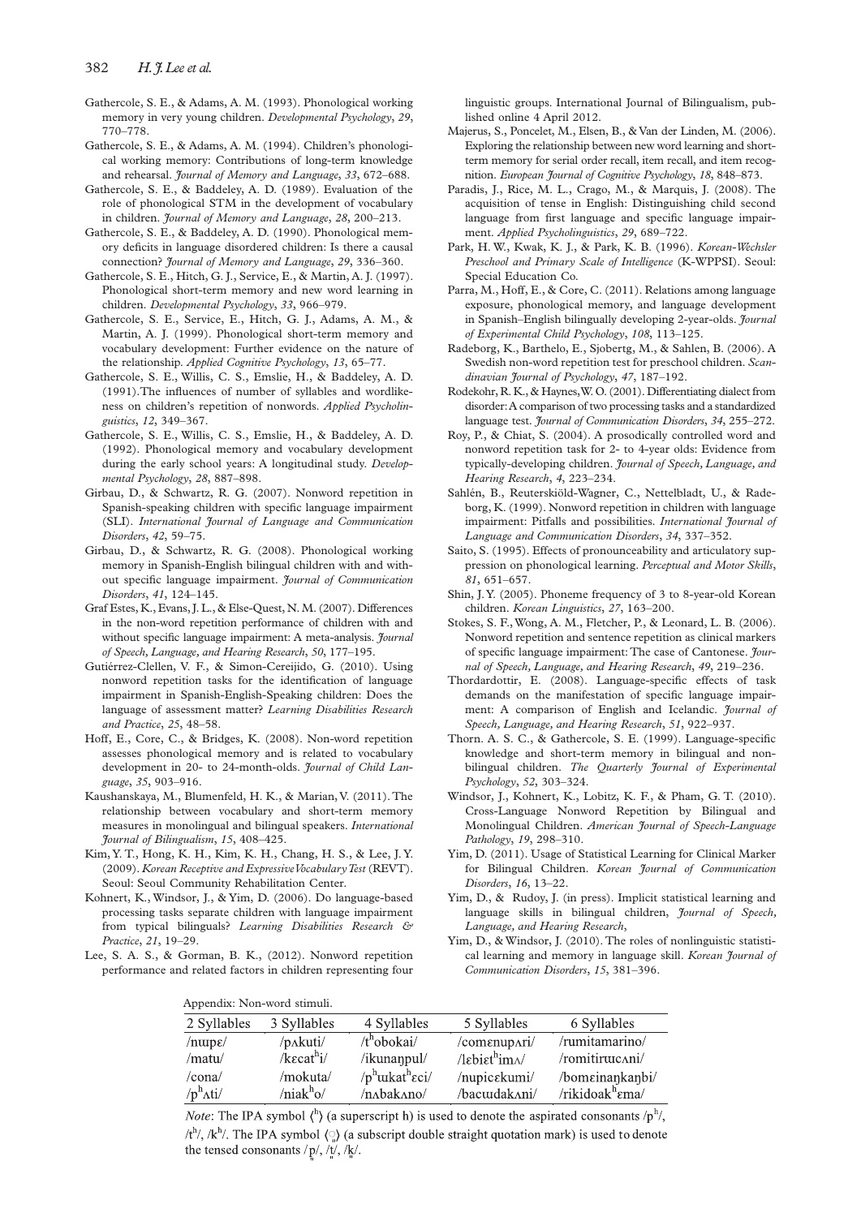Gathercole, S. E., & Adams, A. M. (1993). Phonological working memory in very young children. *Developmental Psychology*, *29*, 770–778.

Gathercole, S. E., & Adams, A. M. (1994). Children's phonological working memory: Contributions of long-term knowledge and rehearsal. *Journal of Memory and Language*, *33*, 672–688.

Gathercole, S. E., & Baddeley, A. D. (1989). Evaluation of the role of phonological STM in the development of vocabulary in children. *Journal of Memory and Language*, *28*, 200–213.

Gathercole, S. E., & Baddeley, A. D. (1990). Phonological memory deficits in language disordered children: Is there a causal connection? *Journal of Memory and Language*, *29*, 336–360.

Gathercole, S. E., Hitch, G. J., Service, E., & Martin, A. J. (1997). Phonological short-term memory and new word learning in children. *Developmental Psychology*, *33*, 966–979.

Gathercole, S. E., Service, E., Hitch, G. J., Adams, A. M., & Martin, A. J. (1999). Phonological short-term memory and vocabulary development: Further evidence on the nature of the relationship. *Applied Cognitive Psychology*, *13*, 65–77.

Gathercole, S. E., Willis, C. S., Emslie, H., & Baddeley, A. D. (1991). The influences of number of syllables and wordlikeness on children's repetition of nonwords. *Applied Psycholinguistics*, *12*, 349–367.

Gathercole, S. E., Willis, C. S., Emslie, H., & Baddeley, A. D. (1992). Phonological memory and vocabulary development during the early school years: A longitudinal study. *Developmental Psychology*, *28*, 887–898.

Girbau, D., & Schwartz, R. G. (2007). Nonword repetition in Spanish-speaking children with specific language impairment (SLI). *International Journal of Language and Communication Disorders*, *42*, 59–75.

Girbau, D., & Schwartz, R. G. (2008). Phonological working memory in Spanish-English bilingual children with and without specific language impairment. *Journal of Communication Disorders*, *41*, 124–145.

Graf Estes, K., Evans, J. L., & Else-Quest, N. M. (2007). Differences in the non-word repetition performance of children with and without specific language impairment: A meta-analysis. *Journal of Speech, Language, and Hearing Research*, *50*, 177–195.

Gutiérrez-Clellen, V. F., & Simon-Cereijido, G. (2010). Using nonword repetition tasks for the identification of language impairment in Spanish-English-Speaking children: Does the language of assessment matter? *Learning Disabilities Research and Practice*, *25*, 48–58.

Hoff, E., Core, C., & Bridges, K. (2008). Non-word repetition assesses phonological memory and is related to vocabulary development in 20- to 24-month-olds. *Journal of Child Language*, *35*, 903–916.

Kaushanskaya, M., Blumenfeld, H. K., & Marian, V. (2011). The relationship between vocabulary and short-term memory measures in monolingual and bilingual speakers. *International Journal of Bilingualism*, *15*, 408–425.

Kim, Y. T., Hong, K. H., Kim, K. H., Chang, H. S., & Lee, J. Y. (2009). *Korean Receptive and Expressive Vocabulary Test* (REVT). Seoul: Seoul Community Rehabilitation Center.

Kohnert, K., Windsor, J., & Yim, D. (2006). Do language-based processing tasks separate children with language impairment from typical bilinguals? *Learning Disabilities Research & Practice*, *21*, 19–29.

Lee, S. A. S., & Gorman, B. K., (2012). Nonword repetition performance and related factors in children representing four linguistic groups. International Journal of Bilingualism, published online 4 April 2012.

Majerus, S., Poncelet, M., Elsen, B., & Van der Linden, M. (2006). Exploring the relationship between new word learning and short-term memory for serial order recall, item recall, and item recognition. *European Journal of Cognitive Psychology*, *18*, 848–873.

Paradis, J., Rice, M. L., Crago, M., & Marquis, J. (2008). The acquisition of tense in English: Distinguishing child second language from first language and specific language impairment. *Applied Psycholinguistics*, *29*, 689–722.

Park, H. W., Kwak, K. J., & Park, K. B. (1996). *Korean-Wechsler Preschool and Primary Scale of Intelligence* (K-WPPSI). Seoul: Special Education Co.

Parra, M., Hoff, E., & Core, C. (2011). Relations among language exposure, phonological memory, and language development in Spanish–English bilingually developing 2-year-olds. *Journal of Experimental Child Psychology*, *108*, 113–125.

Radeborg, K., Barthelo, E., Sjobertg, M., & Sahlen, B. (2006). A Swedish non-word repetition test for preschool children. *Scandinavian Journal of Psychology*, *47*, 187–192.

Rodekohr, R. K., & Haynes, W. O. (2001). Differentiating dialect from disorder: A comparison of two processing tasks and a standardized language test. *Journal of Communication Disorders*, *34*, 255–272.

Roy, P., & Chiat, S. (2004). A prosodically controlled word and nonword repetition task for 2- to 4-year olds: Evidence from typically-developing children. *Journal of Speech, Language, and Hearing Research*, *4*, 223–234.

Sahlén, B., Reuterskiöld-Wagner, C., Nettelbladt, U., & Radeborg, K. (1999). Nonword repetition in children with language impairment: Pitfalls and possibilities. *International Journal of Language and Communication Disorders*, *34*, 337–352.

Saito, S. (1995). Effects of pronounceability and articulatory suppression on phonological learning. *Perceptual and Motor Skills*, *81*, 651–657.

Shin, J. Y. (2005). Phoneme frequency of 3 to 8-year-old Korean children. *Korean Linguistics*, *27*, 163–200.

Stokes, S. F., Wong, A. M., Fletcher, P., & Leonard, L. B. (2006). Nonword repetition and sentence repetition as clinical markers of specific language impairment: The case of Cantonese. *Journal of Speech, Language, and Hearing Research*, *49*, 219–236.

Thordardottir, E. (2008). Language-specific effects of task demands on the manifestation of specific language impairment: A comparison of English and Icelandic. *Journal of Speech, Language, and Hearing Research*, *51*, 922–937.

Thorn. A. S. C., & Gathercole, S. E. (1999). Language-specific knowledge and short-term memory in bilingual and non-bilingual children. *The Quarterly Journal of Experimental Psychology*, *52*, 303–324.

Windsor, J., Kohnert, K., Lobitz, K. F., & Pham, G. T. (2010). Cross-Language Nonword Repetition by Bilingual and Monolingual Children. *American Journal of Speech-Language Pathology*, *19*, 298–310.

Yim, D. (2011). Usage of Statistical Learning for Clinical Marker for Bilingual Children. *Korean Journal of Communication Disorders*, *16*, 13–22.

Yim, D., & Rudoy, J. (in press). Implicit statistical learning and language skills in bilingual children, *Journal of Speech, Language, and Hearing Research*,

Yim, D., & Windsor, J. (2010). The roles of nonlinguistic statistical learning and memory in language skill. *Korean Journal of Communication Disorders*, *15*, 381–396.

Appendix: Non-word stimuli.

| 2 Syllables | 3 Syllables | 4 Syllables | 5 Syllables | 6 Syllables |
|---|---|---|---|---|
| /nɯpɛ/ | /pʌkuti/ | /tʰobokai/ | /comɛnupʌri/ | /rumitamarino/ |
| /matu/ | /kɛcatʰi/ | /ikunaŋpul/ | /lɛbiɛtʰimʌ/ | /romitirɯcʌni/ |
| /cona/ | /mokuta/ | /pʰɯkatʰɛci/ | /nupicɛkumi/ | /bomɛinaŋkaŋbi/ |
| /pʰʌti/ | /niakʰo/ | /nʌbakʌno/ | /bacɯdakʌni/ | /rikidoakʰɛma/ |

*Note*: The IPA symbol (ʰ) (a superscript h) is used to denote the aspirated consonants /pʰ/, /tʰ/, /kʰ/. The IPA symbol (◌̤) (a subscript double straight quotation mark) is used to denote the tensed consonants /p̤/, /t̤/, /k̤/.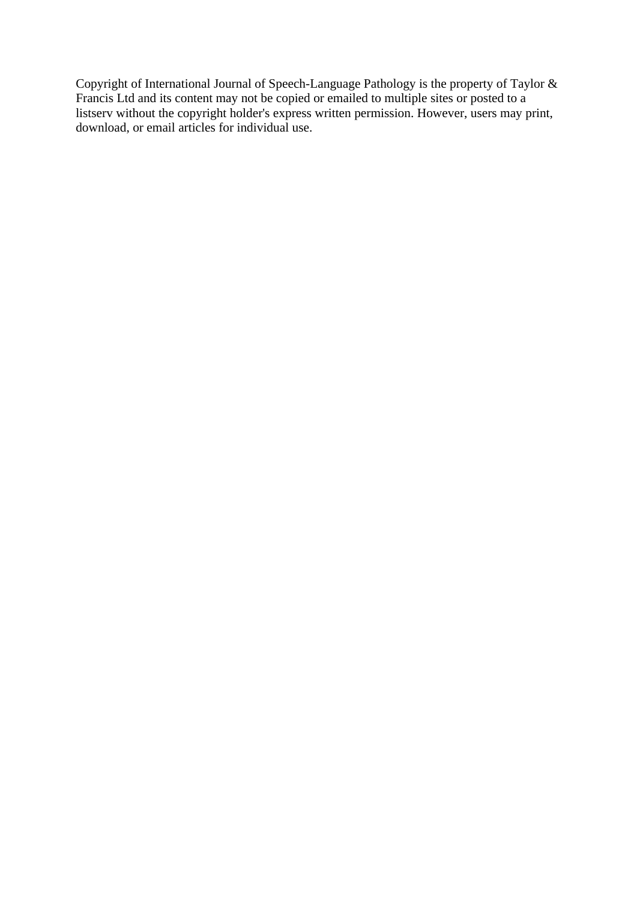Copyright of International Journal of Speech-Language Pathology is the property of Taylor & Francis Ltd and its content may not be copied or emailed to multiple sites or posted to a listserv without the copyright holder's express written permission. However, users may print, download, or email articles for individual use.